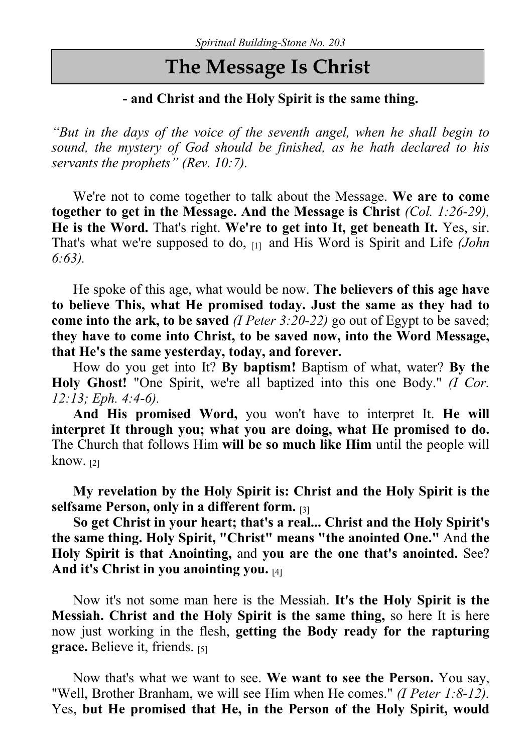*Spiritual Building-Stone No. 203*

# The Message Is Christ

**- and Christ and the Holy Spirit is the same thing.**

*"But in the days of the voice of the seventh angel, when he shall begin to sound, the mystery of God should be finished, as he hath declared to his servants the prophets" (Rev. 10:7).*

We're not to come together to talk about the Message. **We are to come together to get in the Message. And the Message is Christ** *(Col. 1:26-29),* **He is the Word.** That's right. **We're to get into It, get beneath It.** Yes, sir. That's what we're supposed to do, [1] and His Word is Spirit and Life *(John 6:63).*

He spoke of this age, what would be now. **The believers of this age have to believe This, what He promised today. Just the same as they had to come into the ark, to be saved** *(I Peter 3:20-22)* go out of Egypt to be saved; **they have to come into Christ, to be saved now, into the Word Message, that He's the same yesterday, today, and forever.**

How do you get into It? **By baptism!** Baptism of what, water? **By the Holy Ghost!** "One Spirit, we're all baptized into this one Body." *(I Cor. 12:13; Eph. 4:4-6).*

**And His promised Word,** you won't have to interpret It. **He will interpret It through you; what you are doing, what He promised to do.** The Church that follows Him **will be so much like Him** until the people will know. [2]

**My revelation by the Holy Spirit is: Christ and the Holy Spirit is the selfsame Person, only in a different form.** [3]

**So get Christ in your heart; that's a real... Christ and the Holy Spirit's the same thing. Holy Spirit, "Christ" means "the anointed One."** And **the Holy Spirit is that Anointing,** and **you are the one that's anointed.** See? **And it's Christ in you anointing you.** [4]

Now it's not some man here is the Messiah. **It's the Holy Spirit is the Messiah. Christ and the Holy Spirit is the same thing,** so here It is here now just working in the flesh, **getting the Body ready for the rapturing grace.** Believe it, friends. [5]

Now that's what we want to see. **We want to see the Person.** You say, "Well, Brother Branham, we will see Him when He comes." *(I Peter 1:8-12).* Yes, **but He promised that He, in the Person of the Holy Spirit, would**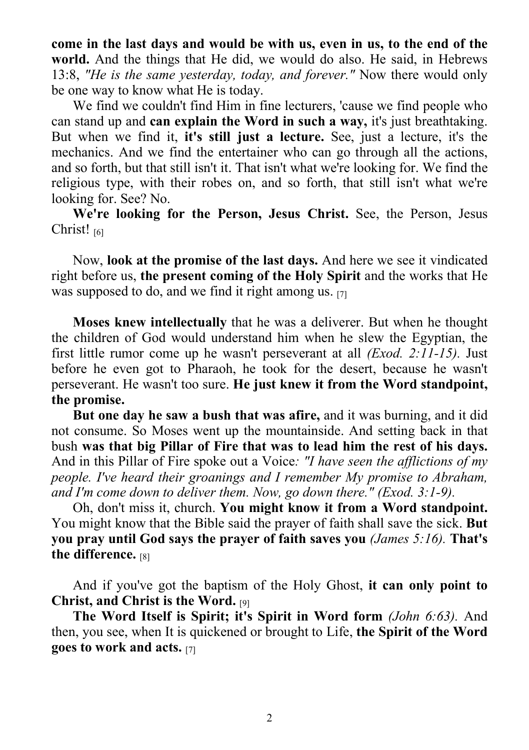**come in the last days and would be with us, even in us, to the end of the world.** And the things that He did, we would do also. He said, in Hebrews 13:8, *"He is the same yesterday, today, and forever."* Now there would only be one way to know what He is today.

We find we couldn't find Him in fine lecturers, 'cause we find people who can stand up and **can explain the Word in such a way,** it's just breathtaking. But when we find it, **it's still just a lecture.** See, just a lecture, it's the mechanics. And we find the entertainer who can go through all the actions, and so forth, but that still isn't it. That isn't what we're looking for. We find the religious type, with their robes on, and so forth, that still isn't what we're looking for. See? No.

**We're looking for the Person, Jesus Christ.** See, the Person, Jesus Christ! [6]

Now, **look at the promise of the last days.** And here we see it vindicated right before us, **the present coming of the Holy Spirit** and the works that He was supposed to do, and we find it right among us. [7]

**Moses knew intellectually** that he was a deliverer. But when he thought the children of God would understand him when he slew the Egyptian, the first little rumor come up he wasn't perseverant at all *(Exod. 2:11-15).* Just before he even got to Pharaoh, he took for the desert, because he wasn't perseverant. He wasn't too sure. **He just knew it from the Word standpoint, the promise.**

**But one day he saw a bush that was afire,** and it was burning, and it did not consume. So Moses went up the mountainside. And setting back in that bush **was that big Pillar of Fire that was to lead him the rest of his days.** And in this Pillar of Fire spoke out a Voice*: "I have seen the afflictions of my people. I've heard their groanings and I remember My promise to Abraham, and I'm come down to deliver them. Now, go down there." (Exod. 3:1-9).*

Oh, don't miss it, church. **You might know it from a Word standpoint.** You might know that the Bible said the prayer of faith shall save the sick. **But you pray until God says the prayer of faith saves you** *(James 5:16).* **That's the difference.** [8]

And if you've got the baptism of the Holy Ghost, **it can only point to Christ, and Christ is the Word.** [9]

**The Word Itself is Spirit; it's Spirit in Word form** *(John 6:63).* And then, you see, when It is quickened or brought to Life, **the Spirit of the Word goes to work and acts.** [7]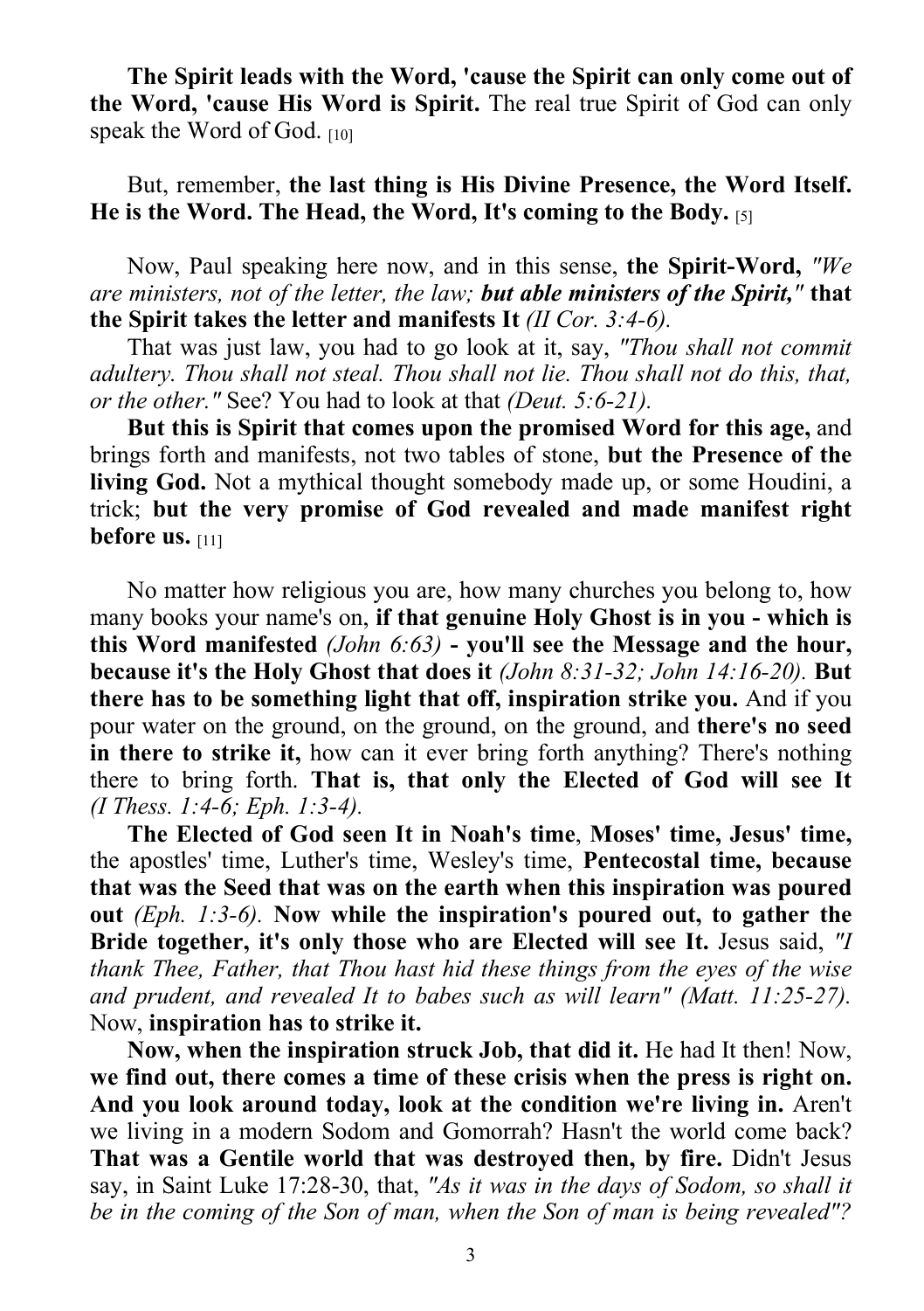**The Spirit leads with the Word, 'cause the Spirit can only come out of the Word, 'cause His Word is Spirit.** The real true Spirit of God can only speak the Word of God. [10]

But, remember, **the last thing is His Divine Presence, the Word Itself. He is the Word. The Head, the Word, It's coming to the Body.** [5]

Now, Paul speaking here now, and in this sense, **the Spirit-Word,** *"We are ministers, not of the letter, the law; **but able ministers of the Spirit,"*** **that the Spirit takes the letter and manifests It** *(II Cor. 3:4-6).*

That was just law, you had to go look at it, say, *"Thou shall not commit adultery. Thou shall not steal. Thou shall not lie. Thou shall not do this, that, or the other."* See? You had to look at that *(Deut. 5:6-21).*

**But this is Spirit that comes upon the promised Word for this age,** and brings forth and manifests, not two tables of stone, **but the Presence of the living God.** Not a mythical thought somebody made up, or some Houdini, a trick; **but the very promise of God revealed and made manifest right before us.** [11]

No matter how religious you are, how many churches you belong to, how many books your name's on, **if that genuine Holy Ghost is in you - which is this Word manifested** *(John 6:63)* **- you'll see the Message and the hour, because it's the Holy Ghost that does it** *(John 8:31-32; John 14:16-20).* **But there has to be something light that off, inspiration strike you.** And if you pour water on the ground, on the ground, on the ground, and **there's no seed in there to strike it,** how can it ever bring forth anything? There's nothing there to bring forth. **That is, that only the Elected of God will see It** *(I Thess. 1:4-6; Eph. 1:3-4).*

**The Elected of God seen It in Noah's time**, **Moses' time, Jesus' time,** the apostles' time, Luther's time, Wesley's time, **Pentecostal time, because that was the Seed that was on the earth when this inspiration was poured out** *(Eph. 1:3-6).* **Now while the inspiration's poured out, to gather the Bride together, it's only those who are Elected will see It.** Jesus said, *"I thank Thee, Father, that Thou hast hid these things from the eyes of the wise and prudent, and revealed It to babes such as will learn" (Matt. 11:25-27).* Now, **inspiration has to strike it.**

**Now, when the inspiration struck Job, that did it.** He had It then! Now, **we find out, there comes a time of these crisis when the press is right on. And you look around today, look at the condition we're living in.** Aren't we living in a modern Sodom and Gomorrah? Hasn't the world come back? **That was a Gentile world that was destroyed then, by fire.** Didn't Jesus say, in Saint Luke 17:28-30, that, *"As it was in the days of Sodom, so shall it be in the coming of the Son of man, when the Son of man is being revealed"?*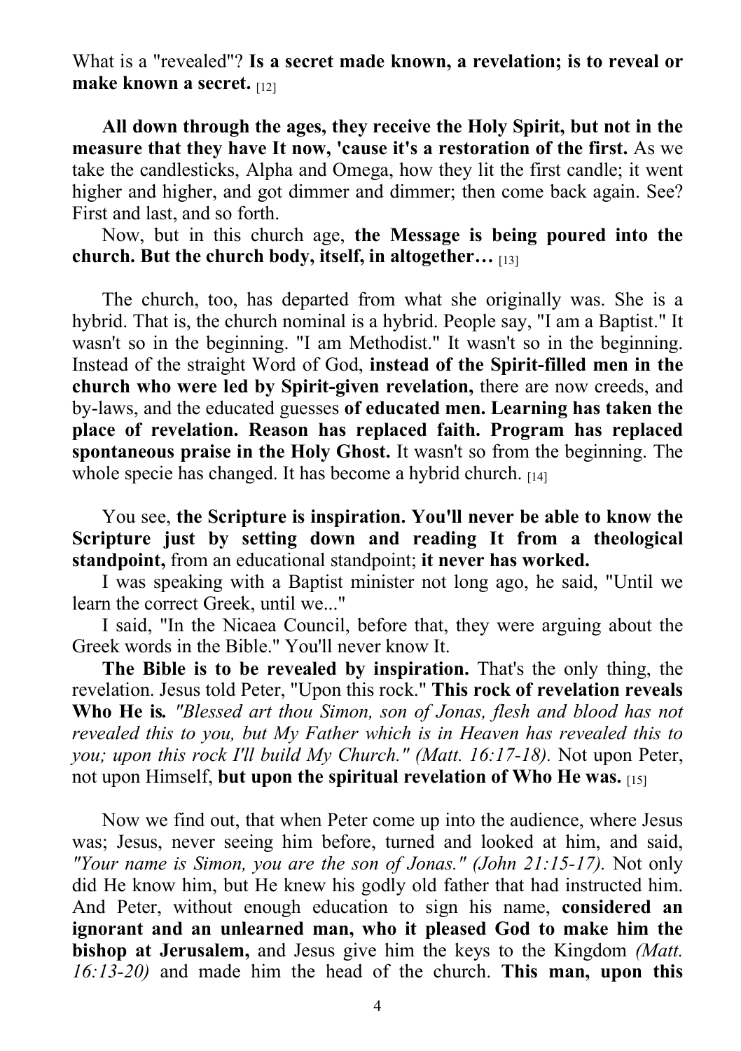What is a "revealed"? **Is a secret made known, a revelation; is to reveal or make known a secret.** [12]

**All down through the ages, they receive the Holy Spirit, but not in the measure that they have It now, 'cause it's a restoration of the first.** As we take the candlesticks, Alpha and Omega, how they lit the first candle; it went higher and higher, and got dimmer and dimmer; then come back again. See? First and last, and so forth.

Now, but in this church age, **the Message is being poured into the church. But the church body, itself, in altogether…** [13]

The church, too, has departed from what she originally was. She is a hybrid. That is, the church nominal is a hybrid. People say, "I am a Baptist." It wasn't so in the beginning. "I am Methodist." It wasn't so in the beginning. Instead of the straight Word of God, **instead of the Spirit-filled men in the church who were led by Spirit-given revelation,** there are now creeds, and by-laws, and the educated guesses **of educated men. Learning has taken the place of revelation. Reason has replaced faith. Program has replaced spontaneous praise in the Holy Ghost.** It wasn't so from the beginning. The whole specie has changed. It has become a hybrid church. [14]

You see, **the Scripture is inspiration. You'll never be able to know the Scripture just by setting down and reading It from a theological standpoint,** from an educational standpoint; **it never has worked.**

I was speaking with a Baptist minister not long ago, he said, "Until we learn the correct Greek, until we..."

I said, "In the Nicaea Council, before that, they were arguing about the Greek words in the Bible." You'll never know It.

**The Bible is to be revealed by inspiration.** That's the only thing, the revelation. Jesus told Peter, "Upon this rock." **This rock of revelation reveals Who He is.** *"Blessed art thou Simon, son of Jonas, flesh and blood has not revealed this to you, but My Father which is in Heaven has revealed this to you; upon this rock I'll build My Church." (Matt. 16:17-18).* Not upon Peter, not upon Himself, **but upon the spiritual revelation of Who He was.** [15]

Now we find out, that when Peter come up into the audience, where Jesus was; Jesus, never seeing him before, turned and looked at him, and said, *"Your name is Simon, you are the son of Jonas." (John 21:15-17).* Not only did He know him, but He knew his godly old father that had instructed him. And Peter, without enough education to sign his name, **considered an ignorant and an unlearned man, who it pleased God to make him the bishop at Jerusalem,** and Jesus give him the keys to the Kingdom *(Matt. 16:13-20)* and made him the head of the church. **This man, upon this**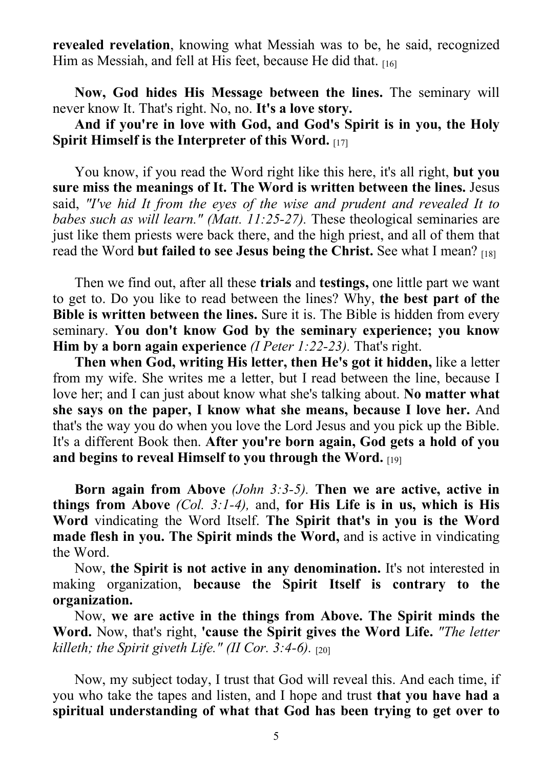**revealed revelation**, knowing what Messiah was to be, he said, recognized Him as Messiah, and fell at His feet, because He did that. [16]

**Now, God hides His Message between the lines.** The seminary will never know It. That's right. No, no. **It's a love story.**

**And if you're in love with God, and God's Spirit is in you, the Holy Spirit Himself is the Interpreter of this Word.** [17]

You know, if you read the Word right like this here, it's all right, **but you sure miss the meanings of It. The Word is written between the lines.** Jesus said, *"I've hid It from the eyes of the wise and prudent and revealed It to babes such as will learn." (Matt. 11:25-27).* These theological seminaries are just like them priests were back there, and the high priest, and all of them that read the Word **but failed to see Jesus being the Christ.** See what I mean? [18]

Then we find out, after all these **trials** and **testings,** one little part we want to get to. Do you like to read between the lines? Why, **the best part of the Bible is written between the lines.** Sure it is. The Bible is hidden from every seminary. **You don't know God by the seminary experience; you know Him by a born again experience** *(I Peter 1:22-23).* That's right.

**Then when God, writing His letter, then He's got it hidden,** like a letter from my wife. She writes me a letter, but I read between the line, because I love her; and I can just about know what she's talking about. **No matter what she says on the paper, I know what she means, because I love her.** And that's the way you do when you love the Lord Jesus and you pick up the Bible. It's a different Book then. **After you're born again, God gets a hold of you and begins to reveal Himself to you through the Word.** [19]

**Born again from Above** *(John 3:3-5).* **Then we are active, active in things from Above** *(Col. 3:1-4),* and, **for His Life is in us, which is His Word** vindicating the Word Itself. **The Spirit that's in you is the Word made flesh in you. The Spirit minds the Word,** and is active in vindicating the Word.

Now, **the Spirit is not active in any denomination.** It's not interested in making organization, **because the Spirit Itself is contrary to the organization.**

Now, **we are active in the things from Above. The Spirit minds the Word.** Now, that's right, **'cause the Spirit gives the Word Life.** *"The letter killeth; the Spirit giveth Life." (II Cor. 3:4-6).* [20]

Now, my subject today, I trust that God will reveal this. And each time, if you who take the tapes and listen, and I hope and trust **that you have had a spiritual understanding of what that God has been trying to get over to**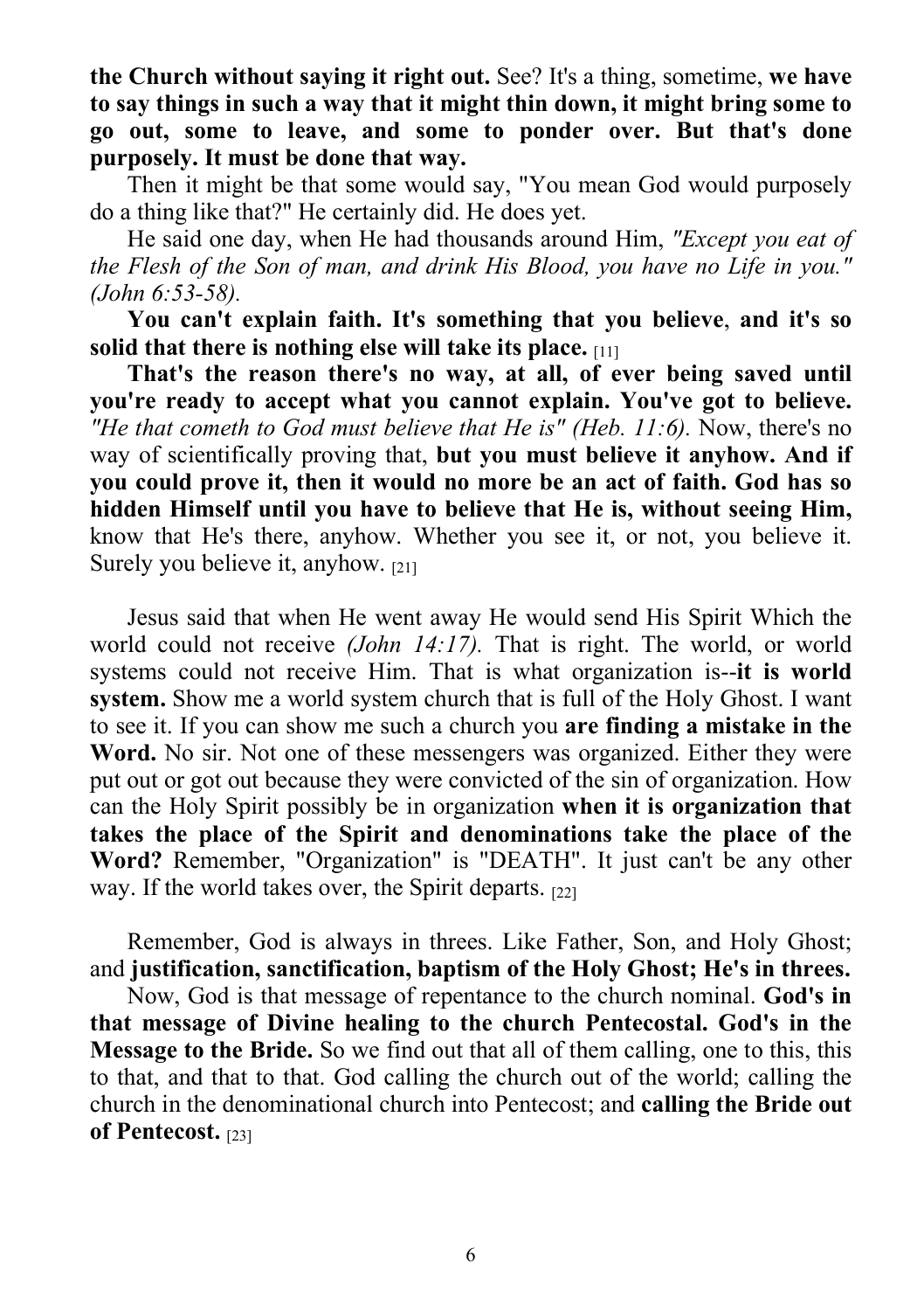**the Church without saying it right out.** See? It's a thing, sometime, **we have to say things in such a way that it might thin down, it might bring some to go out, some to leave, and some to ponder over. But that's done purposely. It must be done that way.**

Then it might be that some would say, "You mean God would purposely do a thing like that?" He certainly did. He does yet.

He said one day, when He had thousands around Him, *"Except you eat of the Flesh of the Son of man, and drink His Blood, you have no Life in you." (John 6:53-58).*

**You can't explain faith. It's something that you believe**, **and it's so solid that there is nothing else will take its place.** [11]

**That's the reason there's no way, at all, of ever being saved until you're ready to accept what you cannot explain. You've got to believe.** *"He that cometh to God must believe that He is" (Heb. 11:6).* Now, there's no way of scientifically proving that, **but you must believe it anyhow. And if you could prove it, then it would no more be an act of faith. God has so hidden Himself until you have to believe that He is, without seeing Him,** know that He's there, anyhow. Whether you see it, or not, you believe it. Surely you believe it, anyhow. [21]

Jesus said that when He went away He would send His Spirit Which the world could not receive *(John 14:17).* That is right. The world, or world systems could not receive Him. That is what organization is--**it is world system.** Show me a world system church that is full of the Holy Ghost. I want to see it. If you can show me such a church you **are finding a mistake in the Word.** No sir. Not one of these messengers was organized. Either they were put out or got out because they were convicted of the sin of organization. How can the Holy Spirit possibly be in organization **when it is organization that takes the place of the Spirit and denominations take the place of the Word?** Remember, "Organization" is "DEATH". It just can't be any other way. If the world takes over, the Spirit departs. [22]

Remember, God is always in threes. Like Father, Son, and Holy Ghost; and **justification, sanctification, baptism of the Holy Ghost; He's in threes.**

Now, God is that message of repentance to the church nominal. **God's in that message of Divine healing to the church Pentecostal. God's in the Message to the Bride.** So we find out that all of them calling, one to this, this to that, and that to that. God calling the church out of the world; calling the church in the denominational church into Pentecost; and **calling the Bride out of Pentecost.** [23]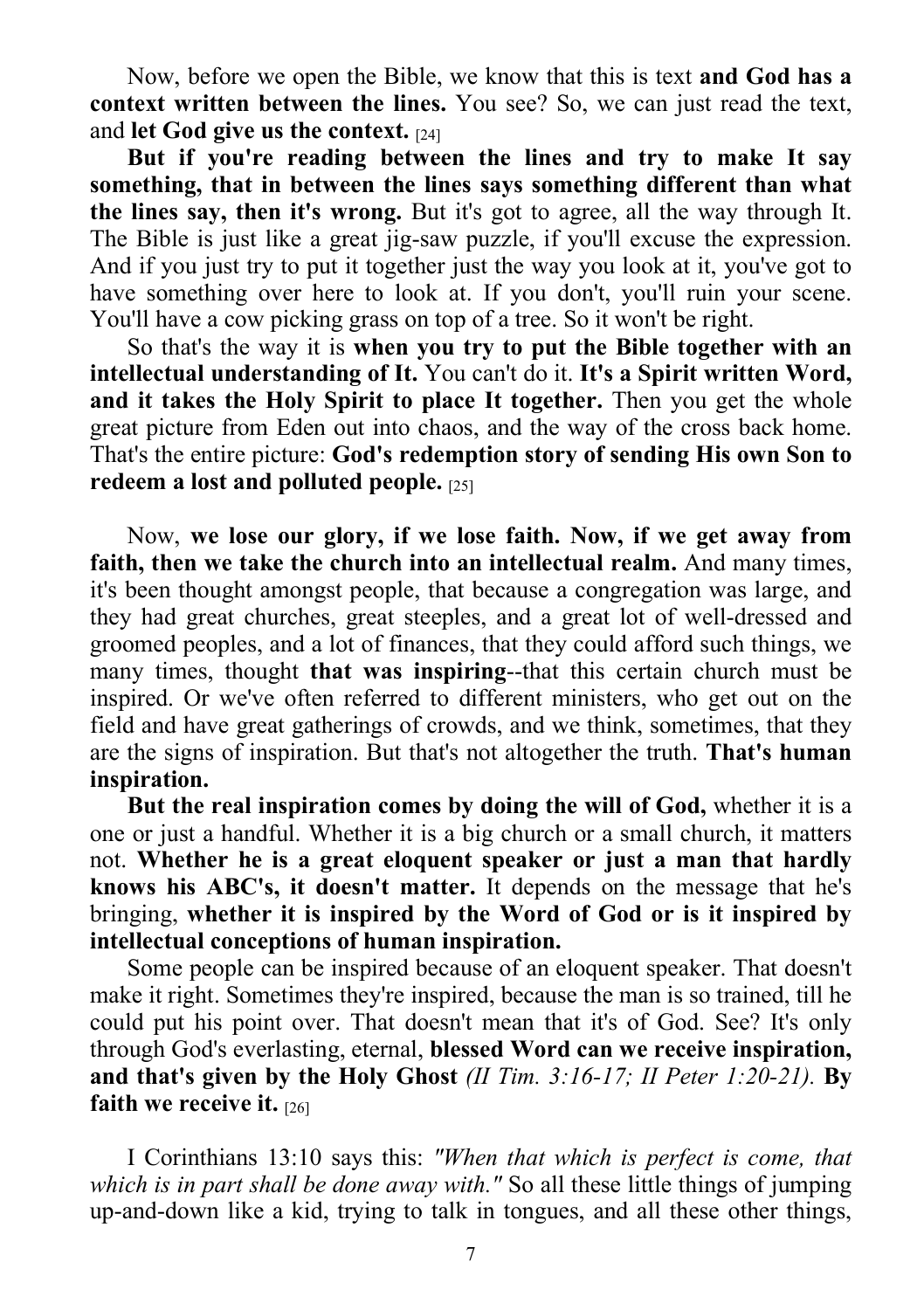Now, before we open the Bible, we know that this is text **and God has a context written between the lines.** You see? So, we can just read the text, and **let God give us the context.** [24]

**But if you're reading between the lines and try to make It say something, that in between the lines says something different than what the lines say, then it's wrong.** But it's got to agree, all the way through It. The Bible is just like a great jig-saw puzzle, if you'll excuse the expression. And if you just try to put it together just the way you look at it, you've got to have something over here to look at. If you don't, you'll ruin your scene. You'll have a cow picking grass on top of a tree. So it won't be right.

So that's the way it is **when you try to put the Bible together with an intellectual understanding of It.** You can't do it. **It's a Spirit written Word, and it takes the Holy Spirit to place It together.** Then you get the whole great picture from Eden out into chaos, and the way of the cross back home. That's the entire picture: **God's redemption story of sending His own Son to redeem a lost and polluted people.** [25]

Now, **we lose our glory, if we lose faith. Now, if we get away from faith, then we take the church into an intellectual realm.** And many times, it's been thought amongst people, that because a congregation was large, and they had great churches, great steeples, and a great lot of well-dressed and groomed peoples, and a lot of finances, that they could afford such things, we many times, thought **that was inspiring**--that this certain church must be inspired. Or we've often referred to different ministers, who get out on the field and have great gatherings of crowds, and we think, sometimes, that they are the signs of inspiration. But that's not altogether the truth. **That's human inspiration.**

**But the real inspiration comes by doing the will of God,** whether it is a one or just a handful. Whether it is a big church or a small church, it matters not. **Whether he is a great eloquent speaker or just a man that hardly knows his ABC's, it doesn't matter.** It depends on the message that he's bringing, **whether it is inspired by the Word of God or is it inspired by intellectual conceptions of human inspiration.**

Some people can be inspired because of an eloquent speaker. That doesn't make it right. Sometimes they're inspired, because the man is so trained, till he could put his point over. That doesn't mean that it's of God. See? It's only through God's everlasting, eternal, **blessed Word can we receive inspiration, and that's given by the Holy Ghost** *(II Tim. 3:16-17; II Peter 1:20-21).* **By faith we receive it.** [26]

I Corinthians 13:10 says this: *"When that which is perfect is come, that which is in part shall be done away with."* So all these little things of jumping up-and-down like a kid, trying to talk in tongues, and all these other things,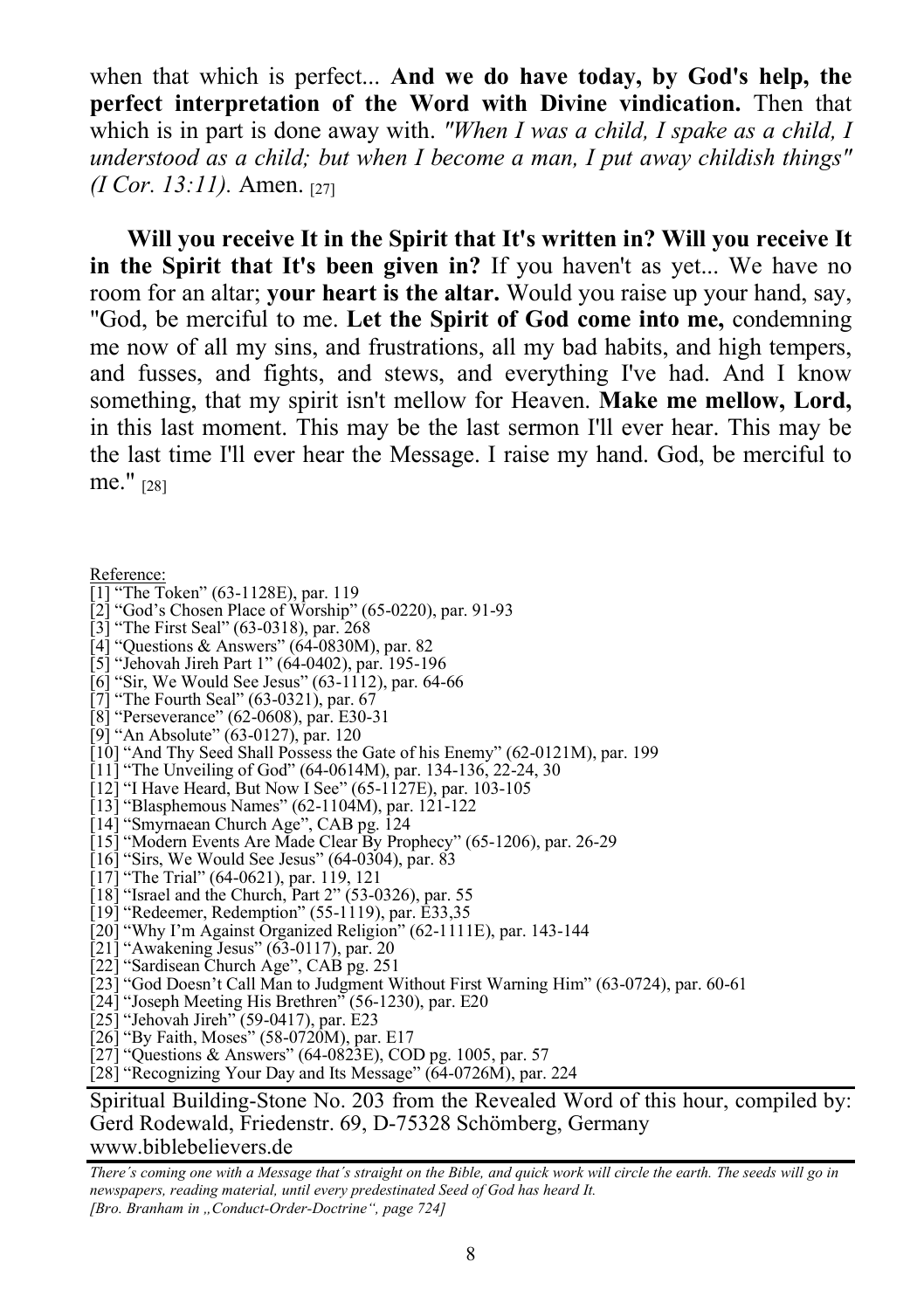when that which is perfect... **And we do have today, by God's help, the perfect interpretation of the Word with Divine vindication.** Then that which is in part is done away with. *"When I was a child, I spake as a child, I understood as a child; but when I become a man, I put away childish things" (I Cor. 13:11).* Amen. [27]

**Will you receive It in the Spirit that It's written in? Will you receive It in the Spirit that It's been given in?** If you haven't as yet... We have no room for an altar; **your heart is the altar.** Would you raise up your hand, say, "God, be merciful to me. **Let the Spirit of God come into me,** condemning me now of all my sins, and frustrations, all my bad habits, and high tempers, and fusses, and fights, and stews, and everything I've had. And I know something, that my spirit isn't mellow for Heaven. **Make me mellow, Lord,** in this last moment. This may be the last sermon I'll ever hear. This may be the last time I'll ever hear the Message. I raise my hand. God, be merciful to me." [28]

Reference:
[1] "The Token" (63-1128E), par. 119
[2] "God's Chosen Place of Worship" (65-0220), par. 91-93
[3] "The First Seal" (63-0318), par. 268
[4] "Questions & Answers" (64-0830M), par. 82
[5] "Jehovah Jireh Part 1" (64-0402), par. 195-196
[6] "Sir, We Would See Jesus" (63-1112), par. 64-66
[7] "The Fourth Seal" (63-0321), par. 67
[8] "Perseverance" (62-0608), par. E30-31
[9] "An Absolute" (63-0127), par. 120
[10] "And Thy Seed Shall Possess the Gate of his Enemy" (62-0121M), par. 199
[11] "The Unveiling of God" (64-0614M), par. 134-136, 22-24, 30
[12] "I Have Heard, But Now I See" (65-1127E), par. 103-105
[13] "Blasphemous Names" (62-1104M), par. 121-122
[14] "Smyrnaean Church Age", CAB pg. 124
[15] "Modern Events Are Made Clear By Prophecy" (65-1206), par. 26-29
[16] "Sirs, We Would See Jesus" (64-0304), par. 83
[17] "The Trial" (64-0621), par. 119, 121
[18] "Israel and the Church, Part 2" (53-0326), par. 55
[19] "Redeemer, Redemption" (55-1119), par. E33,35
[20] "Why I'm Against Organized Religion" (62-1111E), par. 143-144
[21] "Awakening Jesus" (63-0117), par. 20
[22] "Sardisean Church Age", CAB pg. 251
[23] "God Doesn't Call Man to Judgment Without First Warning Him" (63-0724), par. 60-61
[24] "Joseph Meeting His Brethren" (56-1230), par. E20
[25] "Jehovah Jireh" (59-0417), par. E23
[26] "By Faith, Moses" (58-0720M), par. E17
[27] "Questions & Answers" (64-0823E), COD pg. 1005, par. 57
[28] "Recognizing Your Day and Its Message" (64-0726M), par. 224

Spiritual Building-Stone No. 203 from the Revealed Word of this hour, compiled by: Gerd Rodewald, Friedenstr. 69, D-75328 Schömberg, Germany
www.biblebelievers.de

*There´s coming one with a Message that´s straight on the Bible, and quick work will circle the earth. The seeds will go in newspapers, reading material, until every predestinated Seed of God has heard It.*
*[Bro. Branham in „Conduct-Order-Doctrine", page 724]*